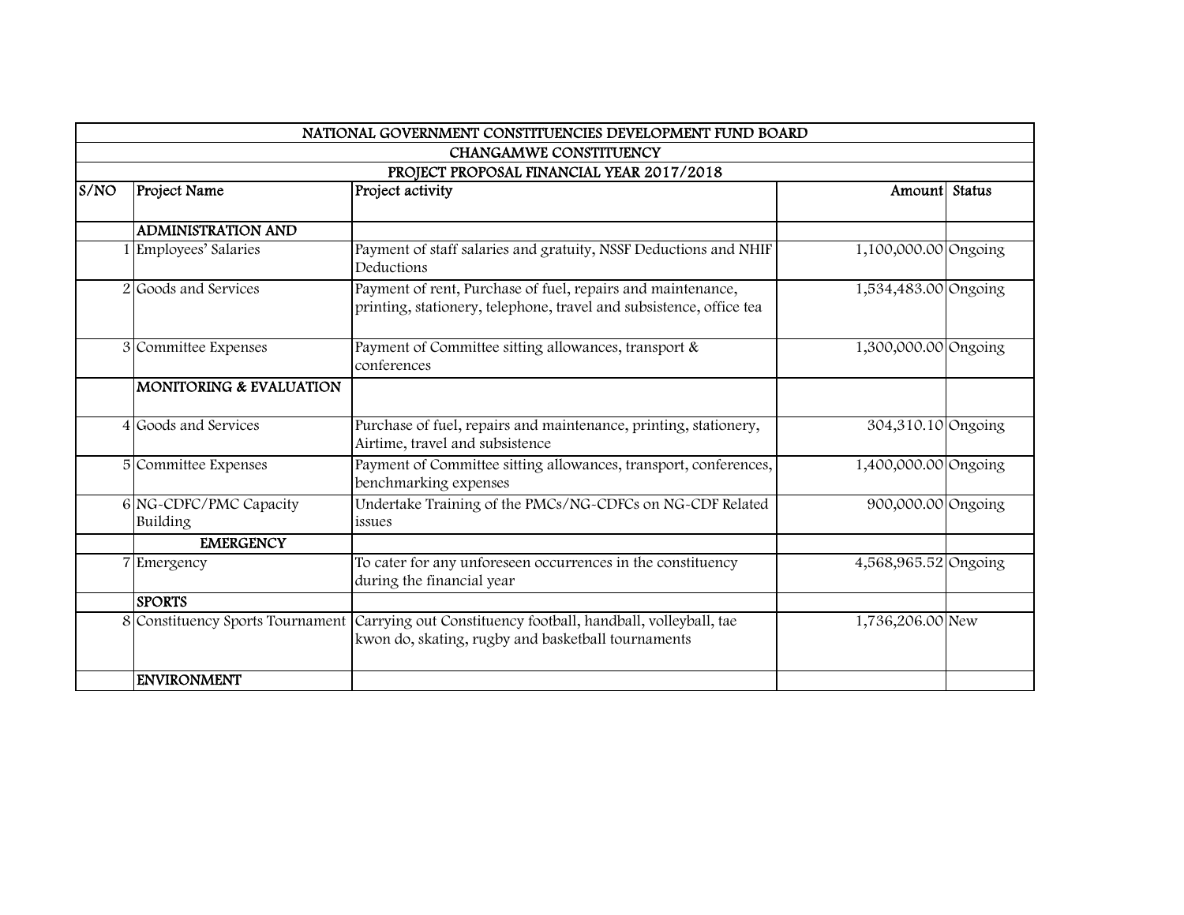| NATIONAL GOVERNMENT CONSTITUENCIES DEVELOPMENT FUND BOARD | | | | |
|---|---|---|---|---|
| CHANGAMWE CONSTITUENCY | | | | |
| PROJECT PROPOSAL FINANCIAL YEAR 2017/2018 | | | | |
| S/NO | Project Name | Project activity | Amount | Status |
| | ADMINISTRATION AND | | | |
| 1 | Employees' Salaries | Payment of staff salaries and gratuity, NSSF Deductions and NHIF Deductions | 1,100,000.00 | Ongoing |
| 2 | Goods and Services | Payment of rent, Purchase of fuel, repairs and maintenance, printing, stationery, telephone, travel and subsistence, office tea | 1,534,483.00 | Ongoing |
| 3 | Committee Expenses | Payment of Committee sitting allowances, transport & conferences | 1,300,000.00 | Ongoing |
| | MONITORING & EVALUATION | | | |
| 4 | Goods and Services | Purchase of fuel, repairs and maintenance, printing, stationery, Airtime, travel and subsistence | 304,310.10 | Ongoing |
| 5 | Committee Expenses | Payment of Committee sitting allowances, transport, conferences, benchmarking expenses | 1,400,000.00 | Ongoing |
| 6 | NG-CDFC/PMC Capacity Building | Undertake Training of the PMCs/NG-CDFCs on NG-CDF Related issues | 900,000.00 | Ongoing |
| | EMERGENCY | | | |
| 7 | Emergency | To cater for any unforeseen occurrences in the constituency during the financial year | 4,568,965.52 | Ongoing |
| | SPORTS | | | |
| 8 | Constituency Sports Tournament | Carrying out Constituency football, handball, volleyball, tae kwon do, skating, rugby and basketball tournaments | 1,736,206.00 | New |
| | ENVIRONMENT | | | |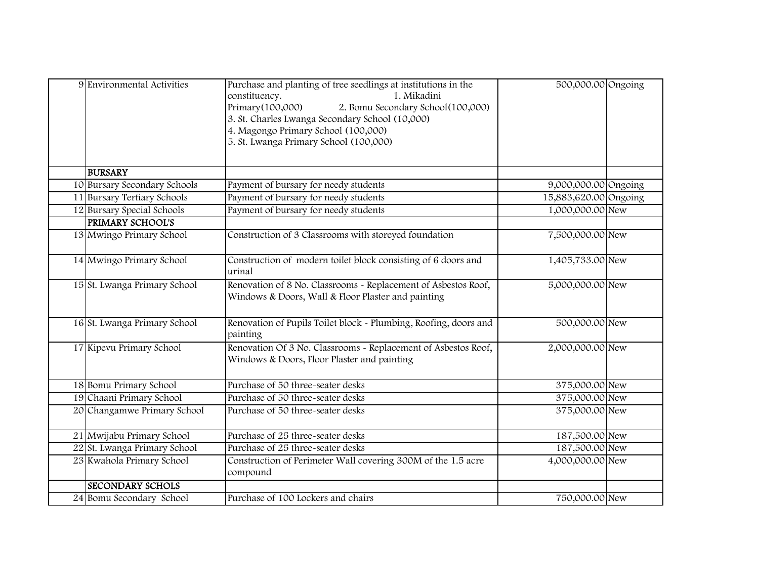| | | | | |
|---|---|---|---|---|
| 9 | Environmental Activities | Purchase and planting of tree seedlings at institutions in the constituency. 1. Mikadini Primary(100,000) 2. Bomu Secondary School(100,000) 3. St. Charles Lwanga Secondary School (10,000) 4. Magongo Primary School (100,000) 5. St. Lwanga Primary School (100,000) | 500,000.00 | Ongoing |
| | **BURSARY** | | | |
| 10 | Bursary Secondary Schools | Payment of bursary for needy students | 9,000,000.00 | Ongoing |
| 11 | Bursary Tertiary Schools | Payment of bursary for needy students | 15,883,620.00 | Ongoing |
| 12 | Bursary Special Schools | Payment of bursary for needy students | 1,000,000.00 | New |
| | **PRIMARY SCHOOL'S** | | | |
| 13 | Mwingo Primary School | Construction of 3 Classrooms with storeyed foundation | 7,500,000.00 | New |
| 14 | Mwingo Primary School | Construction of modern toilet block consisting of 6 doors and urinal | 1,405,733.00 | New |
| 15 | St. Lwanga Primary School | Renovation of 8 No. Classrooms - Replacement of Asbestos Roof, Windows & Doors, Wall & Floor Plaster and painting | 5,000,000.00 | New |
| 16 | St. Lwanga Primary School | Renovation of Pupils Toilet block - Plumbing, Roofing, doors and painting | 500,000.00 | New |
| 17 | Kipevu Primary School | Renovation Of 3 No. Classrooms - Replacement of Asbestos Roof, Windows & Doors, Floor Plaster and painting | 2,000,000.00 | New |
| 18 | Bomu Primary School | Purchase of 50 three-seater desks | 375,000.00 | New |
| 19 | Chaani Primary School | Purchase of 50 three-seater desks | 375,000.00 | New |
| 20 | Changamwe Primary School | Purchase of 50 three-seater desks | 375,000.00 | New |
| 21 | Mwijabu Primary School | Purchase of 25 three-seater desks | 187,500.00 | New |
| 22 | St. Lwanga Primary School | Purchase of 25 three-seater desks | 187,500.00 | New |
| 23 | Kwahola Primary School | Construction of Perimeter Wall covering 300M of the 1.5 acre compound | 4,000,000.00 | New |
| | **SECONDARY SCHOLS** | | | |
| 24 | Bomu Secondary School | Purchase of 100 Lockers and chairs | 750,000.00 | New |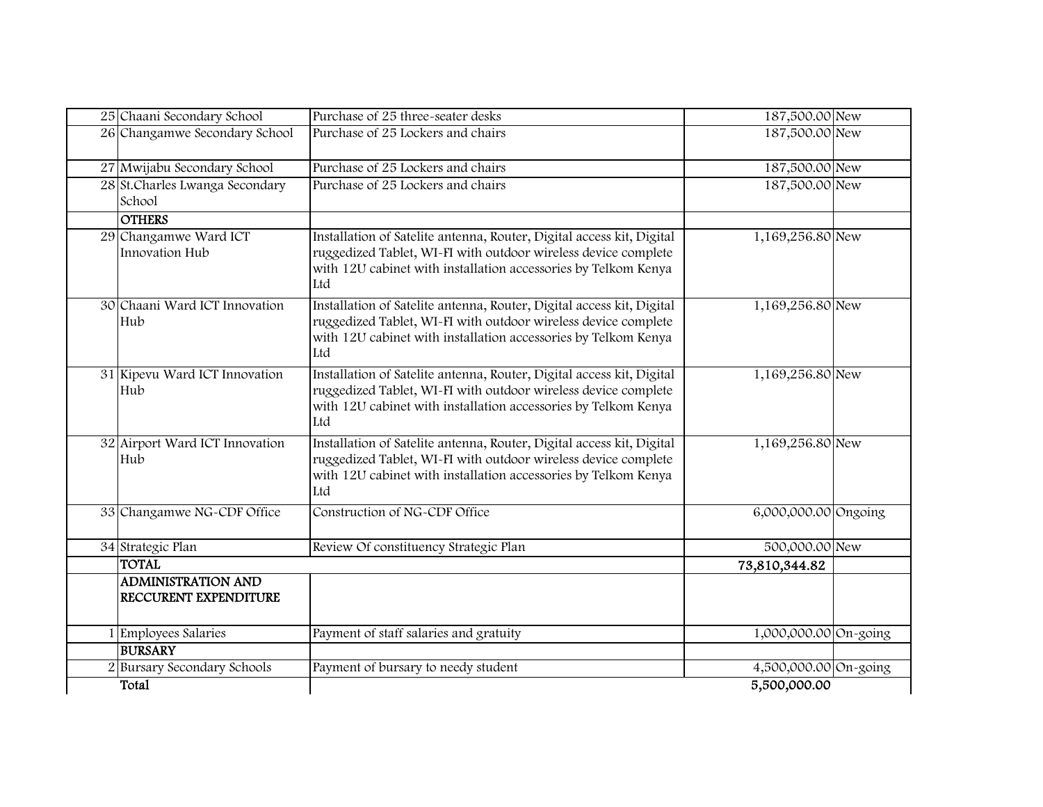| | | | | |
|---|---|---|---|---|
| 25 | Chaani Secondary School | Purchase of 25 three-seater desks | 187,500.00 | New |
| 26 | Changamwe Secondary School | Purchase of 25 Lockers and chairs | 187,500.00 | New |
| 27 | Mwijabu Secondary School | Purchase of 25 Lockers and chairs | 187,500.00 | New |
| 28 | St.Charles Lwanga Secondary School | Purchase of 25 Lockers and chairs | 187,500.00 | New |
| | **OTHERS** | | | |
| 29 | Changamwe Ward ICT Innovation Hub | Installation of Satelite antenna, Router, Digital access kit, Digital ruggedized Tablet, WI-FI with outdoor wireless device complete with 12U cabinet with installation accessories by Telkom Kenya Ltd | 1,169,256.80 | New |
| 30 | Chaani Ward ICT Innovation Hub | Installation of Satelite antenna, Router, Digital access kit, Digital ruggedized Tablet, WI-FI with outdoor wireless device complete with 12U cabinet with installation accessories by Telkom Kenya Ltd | 1,169,256.80 | New |
| 31 | Kipevu Ward ICT Innovation Hub | Installation of Satelite antenna, Router, Digital access kit, Digital ruggedized Tablet, WI-FI with outdoor wireless device complete with 12U cabinet with installation accessories by Telkom Kenya Ltd | 1,169,256.80 | New |
| 32 | Airport Ward ICT Innovation Hub | Installation of Satelite antenna, Router, Digital access kit, Digital ruggedized Tablet, WI-FI with outdoor wireless device complete with 12U cabinet with installation accessories by Telkom Kenya Ltd | 1,169,256.80 | New |
| 33 | Changamwe NG-CDF Office | Construction of NG-CDF Office | 6,000,000.00 | Ongoing |
| 34 | Strategic Plan | Review Of constituency Strategic Plan | 500,000.00 | New |
| | **TOTAL** | | **73,810,344.82** | |
| | **ADMINISTRATION AND RECCURENT EXPENDITURE** | | | |
| 1 | Employees Salaries | Payment of staff salaries and gratuity | 1,000,000.00 | On-going |
| | **BURSARY** | | | |
| 2 | Bursary Secondary Schools | Payment of bursary to needy student | 4,500,000.00 | On-going |
| | **Total** | | **5,500,000.00** | |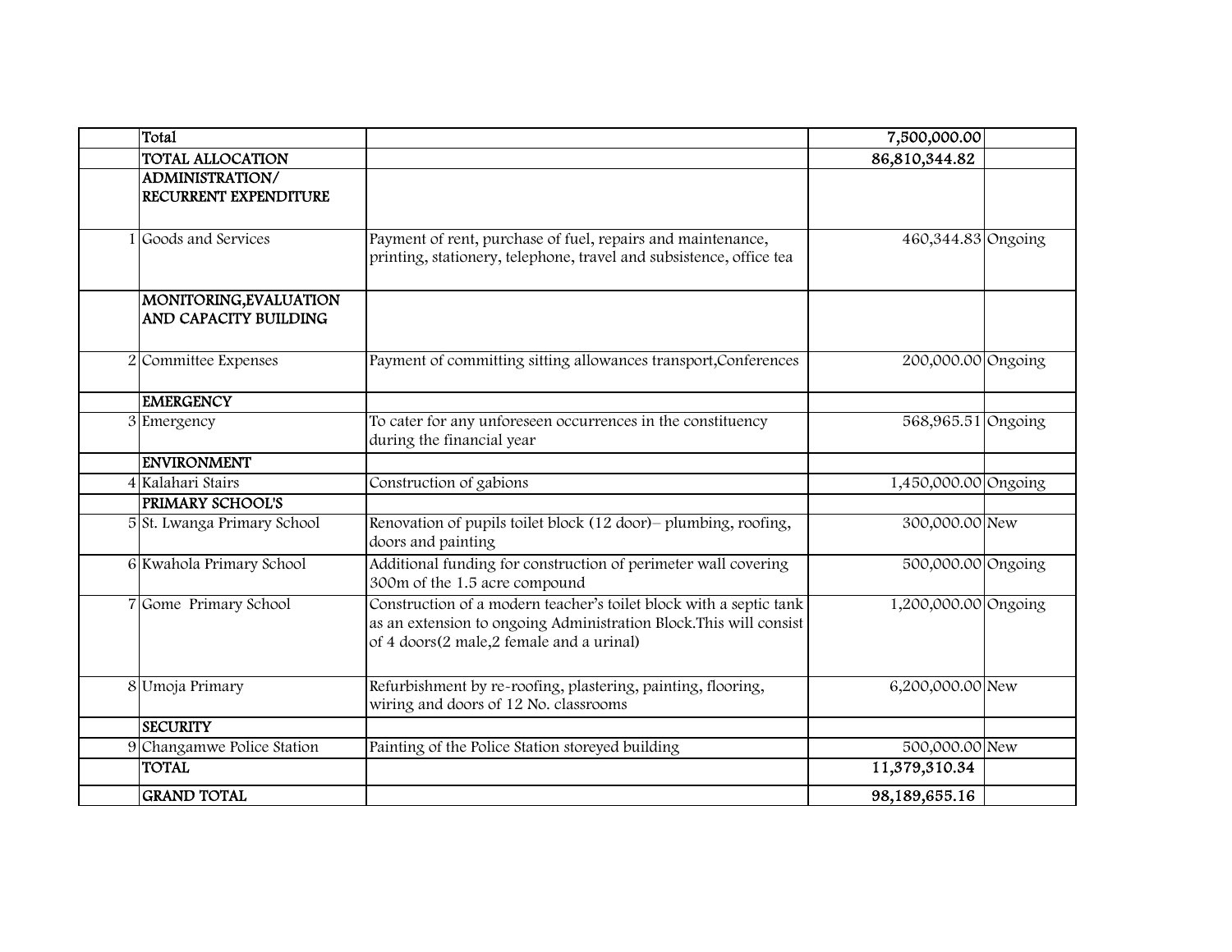| | | | | |
|---|---|---|---|---|
| | **Total** | | **7,500,000.00** | |
| | **TOTAL ALLOCATION** | | **86,810,344.82** | |
| | **ADMINISTRATION/ RECURRENT EXPENDITURE** | | | |
| 1 | Goods and Services | Payment of rent, purchase of fuel, repairs and maintenance, printing, stationery, telephone, travel and subsistence, office tea | 460,344.83 | Ongoing |
| | **MONITORING,EVALUATION AND CAPACITY BUILDING** | | | |
| 2 | Committee Expenses | Payment of committing sitting allowances transport,Conferences | 200,000.00 | Ongoing |
| | **EMERGENCY** | | | |
| 3 | Emergency | To cater for any unforeseen occurrences in the constituency during the financial year | 568,965.51 | Ongoing |
| | **ENVIRONMENT** | | | |
| 4 | Kalahari Stairs | Construction of gabions | 1,450,000.00 | Ongoing |
| | **PRIMARY SCHOOL'S** | | | |
| 5 | St. Lwanga Primary School | Renovation of pupils toilet block (12 door)– plumbing, roofing, doors and painting | 300,000.00 | New |
| 6 | Kwahola Primary School | Additional funding for construction of perimeter wall covering 300m of the 1.5 acre compound | 500,000.00 | Ongoing |
| 7 | Gome Primary School | Construction of a modern teacher's toilet block with a septic tank as an extension to ongoing Administration Block.This will consist of 4 doors(2 male,2 female and a urinal) | 1,200,000.00 | Ongoing |
| 8 | Umoja Primary | Refurbishment by re-roofing, plastering, painting, flooring, wiring and doors of 12 No. classrooms | 6,200,000.00 | New |
| | **SECURITY** | | | |
| 9 | Changamwe Police Station | Painting of the Police Station storeyed building | 500,000.00 | New |
| | **TOTAL** | | **11,379,310.34** | |
| | **GRAND TOTAL** | | **98,189,655.16** | |